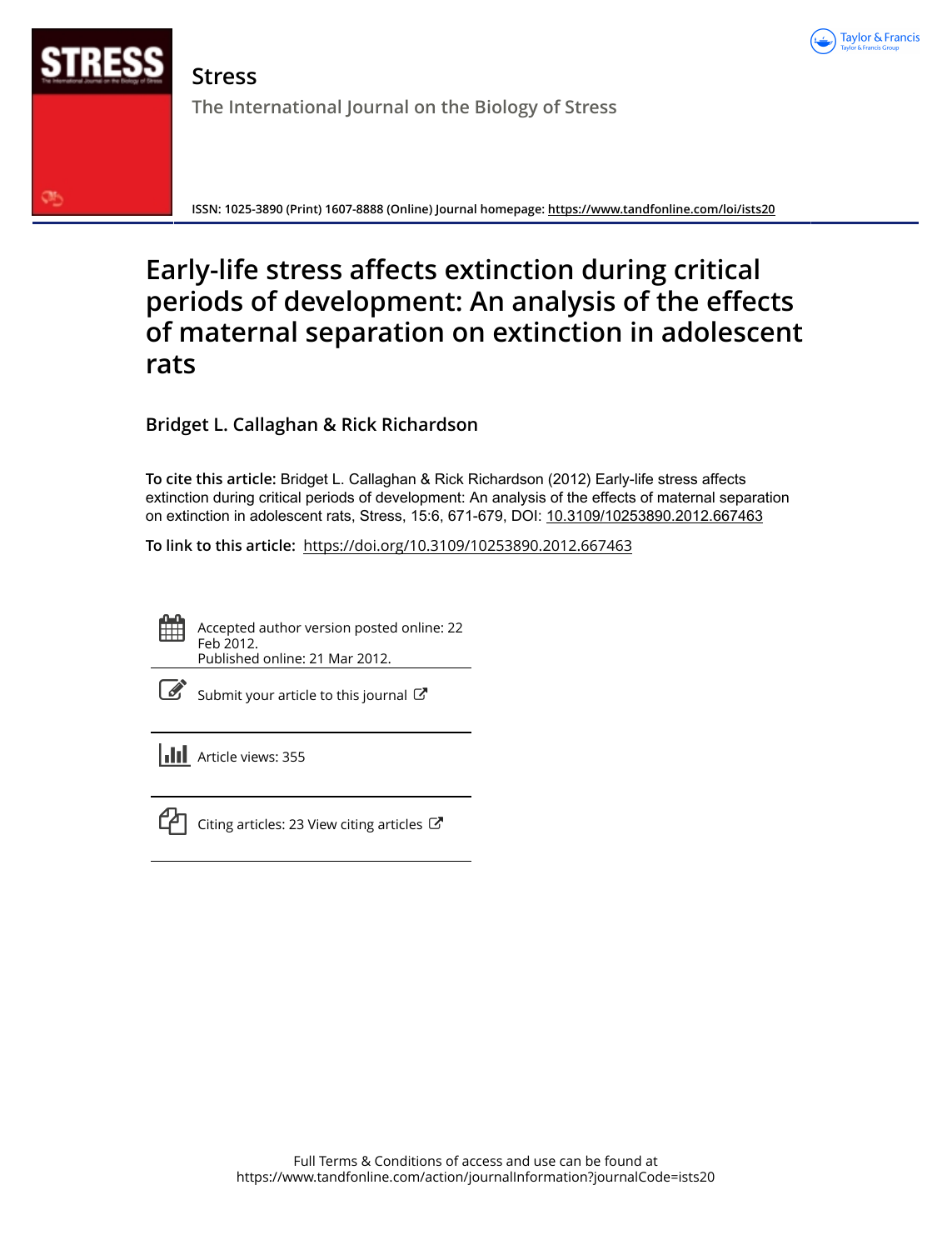# Stress

## The International Journal on the Biology of Stress

**ISSN: 1025-3890 (Print) 1607-8888 (Online) Journal homepage: https://www.tandfonline.com/loi/ists20**

# Early-life stress affects extinction during critical periods of development: An analysis of the effects of maternal separation on extinction in adolescent rats

**Bridget L. Callaghan & Rick Richardson**

**To cite this article:** Bridget L. Callaghan & Rick Richardson (2012) Early-life stress affects extinction during critical periods of development: An analysis of the effects of maternal separation on extinction in adolescent rats, Stress, 15:6, 671-679, DOI: 10.3109/10253890.2012.667463

**To link to this article:** https://doi.org/10.3109/10253890.2012.667463

Accepted author version posted online: 22 Feb 2012.
Published online: 21 Mar 2012.

Submit your article to this journal

Article views: 355

Citing articles: 23 View citing articles

Full Terms & Conditions of access and use can be found at
https://www.tandfonline.com/action/journalInformation?journalCode=ists20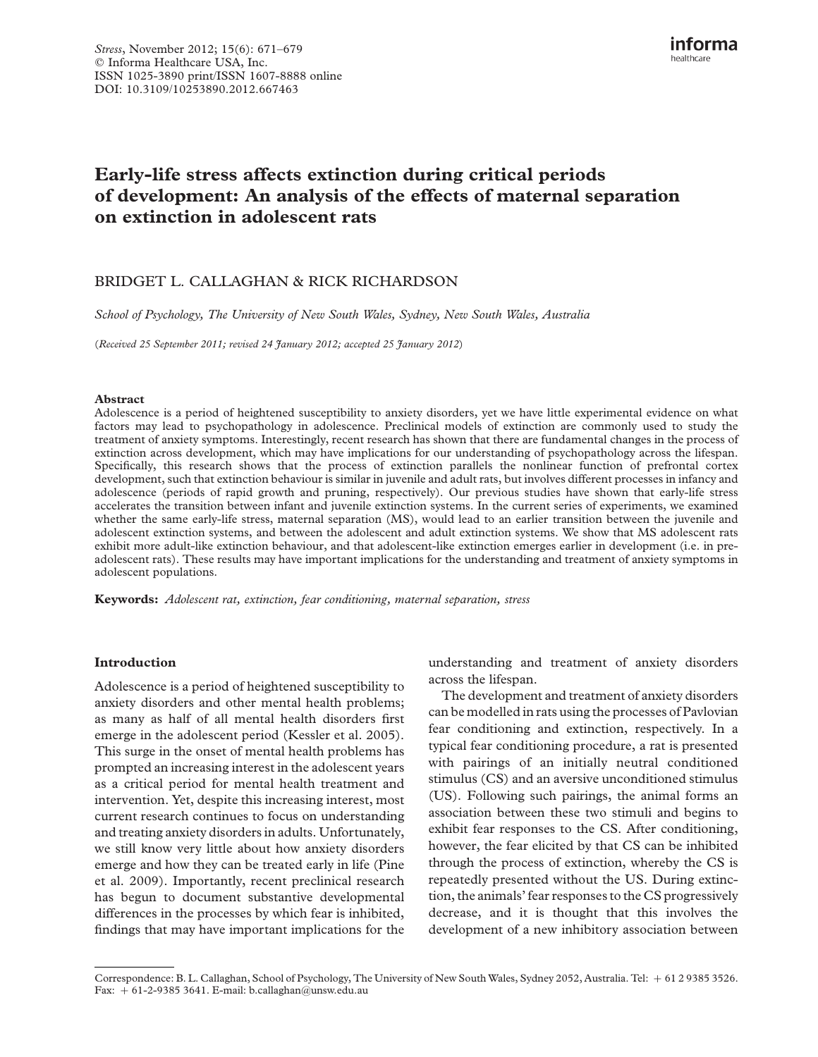# Early-life stress affects extinction during critical periods of development: An analysis of the effects of maternal separation on extinction in adolescent rats

BRIDGET L. CALLAGHAN & RICK RICHARDSON

*School of Psychology, The University of New South Wales, Sydney, New South Wales, Australia*

(*Received 25 September 2011; revised 24 January 2012; accepted 25 January 2012*)

## Abstract

Adolescence is a period of heightened susceptibility to anxiety disorders, yet we have little experimental evidence on what factors may lead to psychopathology in adolescence. Preclinical models of extinction are commonly used to study the treatment of anxiety symptoms. Interestingly, recent research has shown that there are fundamental changes in the process of extinction across development, which may have implications for our understanding of psychopathology across the lifespan. Specifically, this research shows that the process of extinction parallels the nonlinear function of prefrontal cortex development, such that extinction behaviour is similar in juvenile and adult rats, but involves different processes in infancy and adolescence (periods of rapid growth and pruning, respectively). Our previous studies have shown that early-life stress accelerates the transition between infant and juvenile extinction systems. In the current series of experiments, we examined whether the same early-life stress, maternal separation (MS), would lead to an earlier transition between the juvenile and adolescent extinction systems, and between the adolescent and adult extinction systems. We show that MS adolescent rats exhibit more adult-like extinction behaviour, and that adolescent-like extinction emerges earlier in development (i.e. in pre-adolescent rats). These results may have important implications for the understanding and treatment of anxiety symptoms in adolescent populations.

**Keywords:** *Adolescent rat, extinction, fear conditioning, maternal separation, stress*

## Introduction

Adolescence is a period of heightened susceptibility to anxiety disorders and other mental health problems; as many as half of all mental health disorders first emerge in the adolescent period (Kessler et al. 2005). This surge in the onset of mental health problems has prompted an increasing interest in the adolescent years as a critical period for mental health treatment and intervention. Yet, despite this increasing interest, most current research continues to focus on understanding and treating anxiety disorders in adults. Unfortunately, we still know very little about how anxiety disorders emerge and how they can be treated early in life (Pine et al. 2009). Importantly, recent preclinical research has begun to document substantive developmental differences in the processes by which fear is inhibited, findings that may have important implications for the understanding and treatment of anxiety disorders across the lifespan.

The development and treatment of anxiety disorders can be modelled in rats using the processes of Pavlovian fear conditioning and extinction, respectively. In a typical fear conditioning procedure, a rat is presented with pairings of an initially neutral conditioned stimulus (CS) and an aversive unconditioned stimulus (US). Following such pairings, the animal forms an association between these two stimuli and begins to exhibit fear responses to the CS. After conditioning, however, the fear elicited by that CS can be inhibited through the process of extinction, whereby the CS is repeatedly presented without the US. During extinction, the animals' fear responses to the CS progressively decrease, and it is thought that this involves the development of a new inhibitory association between

Correspondence: B. L. Callaghan, School of Psychology, The University of New South Wales, Sydney 2052, Australia. Tel: + 61 2 9385 3526. Fax: + 61-2-9385 3641. E-mail: b.callaghan@unsw.edu.au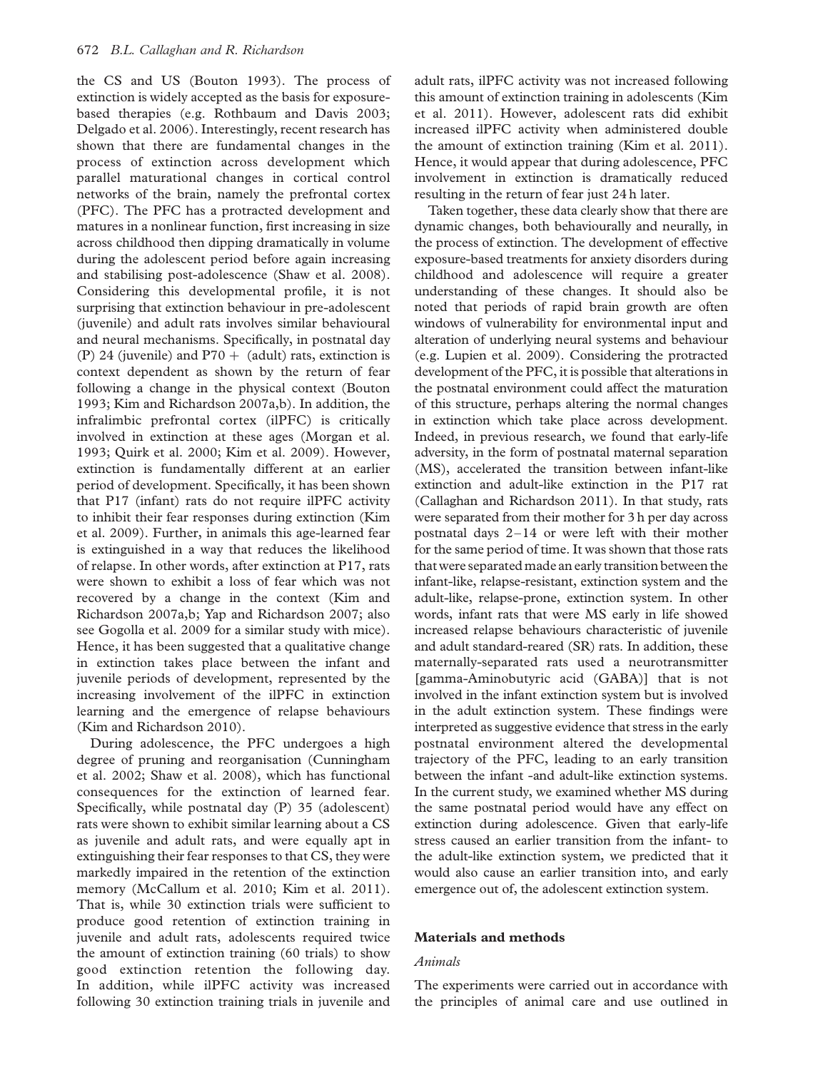the CS and US (Bouton 1993). The process of extinction is widely accepted as the basis for exposure-based therapies (e.g. Rothbaum and Davis 2003; Delgado et al. 2006). Interestingly, recent research has shown that there are fundamental changes in the process of extinction across development which parallel maturational changes in cortical control networks of the brain, namely the prefrontal cortex (PFC). The PFC has a protracted development and matures in a nonlinear function, first increasing in size across childhood then dipping dramatically in volume during the adolescent period before again increasing and stabilising post-adolescence (Shaw et al. 2008). Considering this developmental profile, it is not surprising that extinction behaviour in pre-adolescent (juvenile) and adult rats involves similar behavioural and neural mechanisms. Specifically, in postnatal day (P) 24 (juvenile) and P70 + (adult) rats, extinction is context dependent as shown by the return of fear following a change in the physical context (Bouton 1993; Kim and Richardson 2007a,b). In addition, the infralimbic prefrontal cortex (ilPFC) is critically involved in extinction at these ages (Morgan et al. 1993; Quirk et al. 2000; Kim et al. 2009). However, extinction is fundamentally different at an earlier period of development. Specifically, it has been shown that P17 (infant) rats do not require ilPFC activity to inhibit their fear responses during extinction (Kim et al. 2009). Further, in animals this age-learned fear is extinguished in a way that reduces the likelihood of relapse. In other words, after extinction at P17, rats were shown to exhibit a loss of fear which was not recovered by a change in the context (Kim and Richardson 2007a,b; Yap and Richardson 2007; also see Gogolla et al. 2009 for a similar study with mice). Hence, it has been suggested that a qualitative change in extinction takes place between the infant and juvenile periods of development, represented by the increasing involvement of the ilPFC in extinction learning and the emergence of relapse behaviours (Kim and Richardson 2010).

During adolescence, the PFC undergoes a high degree of pruning and reorganisation (Cunningham et al. 2002; Shaw et al. 2008), which has functional consequences for the extinction of learned fear. Specifically, while postnatal day (P) 35 (adolescent) rats were shown to exhibit similar learning about a CS as juvenile and adult rats, and were equally apt in extinguishing their fear responses to that CS, they were markedly impaired in the retention of the extinction memory (McCallum et al. 2010; Kim et al. 2011). That is, while 30 extinction trials were sufficient to produce good retention of extinction training in juvenile and adult rats, adolescents required twice the amount of extinction training (60 trials) to show good extinction retention the following day. In addition, while ilPFC activity was increased following 30 extinction training trials in juvenile and adult rats, ilPFC activity was not increased following this amount of extinction training in adolescents (Kim et al. 2011). However, adolescent rats did exhibit increased ilPFC activity when administered double the amount of extinction training (Kim et al. 2011). Hence, it would appear that during adolescence, PFC involvement in extinction is dramatically reduced resulting in the return of fear just 24 h later.

Taken together, these data clearly show that there are dynamic changes, both behaviourally and neurally, in the process of extinction. The development of effective exposure-based treatments for anxiety disorders during childhood and adolescence will require a greater understanding of these changes. It should also be noted that periods of rapid brain growth are often windows of vulnerability for environmental input and alteration of underlying neural systems and behaviour (e.g. Lupien et al. 2009). Considering the protracted development of the PFC, it is possible that alterations in the postnatal environment could affect the maturation of this structure, perhaps altering the normal changes in extinction which take place across development. Indeed, in previous research, we found that early-life adversity, in the form of postnatal maternal separation (MS), accelerated the transition between infant-like extinction and adult-like extinction in the P17 rat (Callaghan and Richardson 2011). In that study, rats were separated from their mother for 3 h per day across postnatal days 2–14 or were left with their mother for the same period of time. It was shown that those rats that were separated made an early transition between the infant-like, relapse-resistant, extinction system and the adult-like, relapse-prone, extinction system. In other words, infant rats that were MS early in life showed increased relapse behaviours characteristic of juvenile and adult standard-reared (SR) rats. In addition, these maternally-separated rats used a neurotransmitter [gamma-Aminobutyric acid (GABA)] that is not involved in the infant extinction system but is involved in the adult extinction system. These findings were interpreted as suggestive evidence that stress in the early postnatal environment altered the developmental trajectory of the PFC, leading to an early transition between the infant -and adult-like extinction systems. In the current study, we examined whether MS during the same postnatal period would have any effect on extinction during adolescence. Given that early-life stress caused an earlier transition from the infant- to the adult-like extinction system, we predicted that it would also cause an earlier transition into, and early emergence out of, the adolescent extinction system.

## Materials and methods

### *Animals*

The experiments were carried out in accordance with the principles of animal care and use outlined in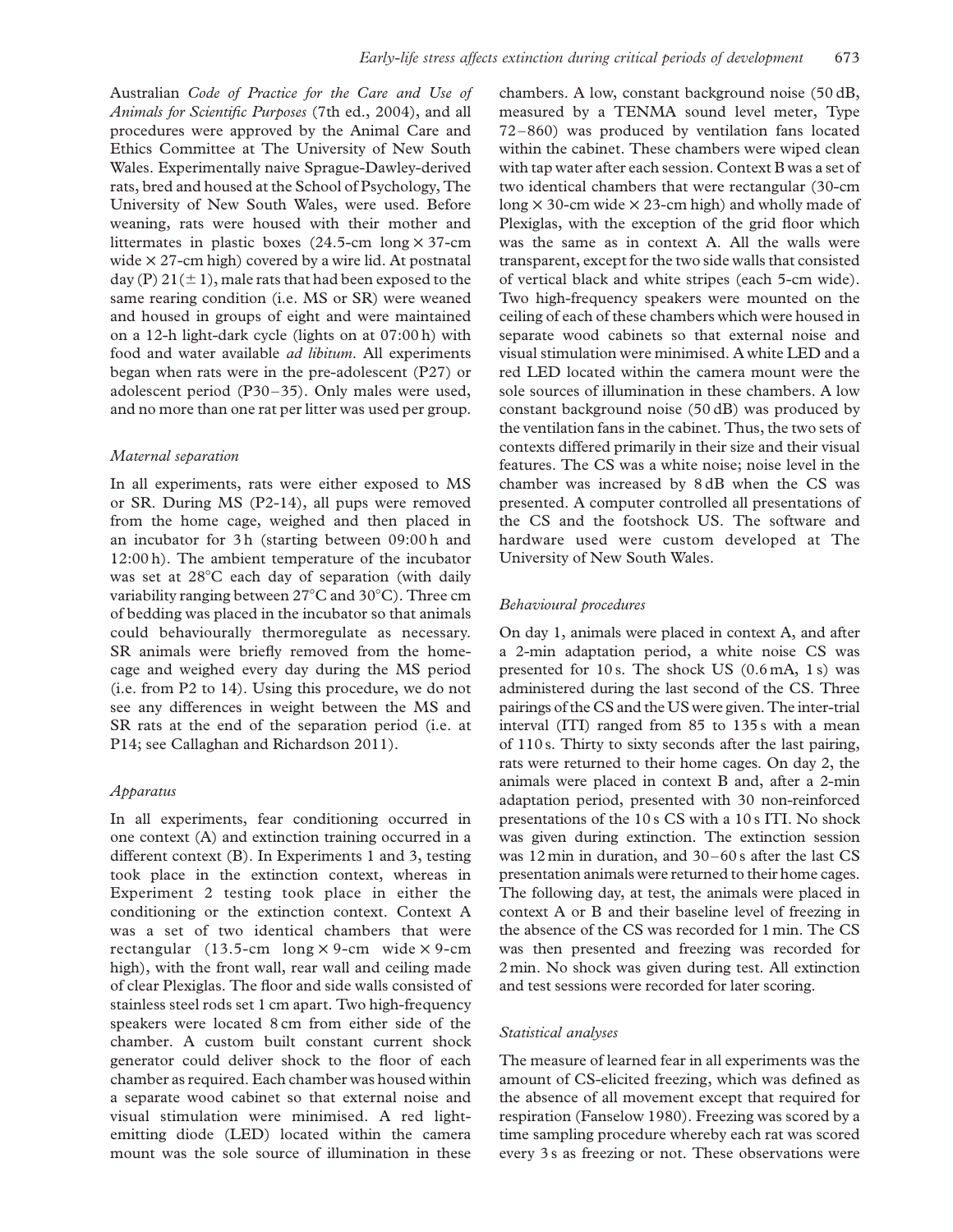Australian *Code of Practice for the Care and Use of Animals for Scientific Purposes* (7th ed., 2004), and all procedures were approved by the Animal Care and Ethics Committee at The University of New South Wales. Experimentally naive Sprague-Dawley-derived rats, bred and housed at the School of Psychology, The University of New South Wales, were used. Before weaning, rats were housed with their mother and littermates in plastic boxes (24.5-cm long × 37-cm wide × 27-cm high) covered by a wire lid. At postnatal day (P) 21(± 1), male rats that had been exposed to the same rearing condition (i.e. MS or SR) were weaned and housed in groups of eight and were maintained on a 12-h light-dark cycle (lights on at 07:00 h) with food and water available *ad libitum*. All experiments began when rats were in the pre-adolescent (P27) or adolescent period (P30–35). Only males were used, and no more than one rat per litter was used per group.

### *Maternal separation*

In all experiments, rats were either exposed to MS or SR. During MS (P2-14), all pups were removed from the home cage, weighed and then placed in an incubator for 3 h (starting between 09:00 h and 12:00 h). The ambient temperature of the incubator was set at 28°C each day of separation (with daily variability ranging between 27°C and 30°C). Three cm of bedding was placed in the incubator so that animals could behaviourally thermoregulate as necessary. SR animals were briefly removed from the home-cage and weighed every day during the MS period (i.e. from P2 to 14). Using this procedure, we do not see any differences in weight between the MS and SR rats at the end of the separation period (i.e. at P14; see Callaghan and Richardson 2011).

### *Apparatus*

In all experiments, fear conditioning occurred in one context (A) and extinction training occurred in a different context (B). In Experiments 1 and 3, testing took place in the extinction context, whereas in Experiment 2 testing took place in either the conditioning or the extinction context. Context A was a set of two identical chambers that were rectangular (13.5-cm long × 9-cm wide × 9-cm high), with the front wall, rear wall and ceiling made of clear Plexiglas. The floor and side walls consisted of stainless steel rods set 1 cm apart. Two high-frequency speakers were located 8 cm from either side of the chamber. A custom built constant current shock generator could deliver shock to the floor of each chamber as required. Each chamber was housed within a separate wood cabinet so that external noise and visual stimulation were minimised. A red light-emitting diode (LED) located within the camera mount was the sole source of illumination in these chambers. A low, constant background noise (50 dB, measured by a TENMA sound level meter, Type 72–860) was produced by ventilation fans located within the cabinet. These chambers were wiped clean with tap water after each session. Context B was a set of two identical chambers that were rectangular (30-cm long × 30-cm wide × 23-cm high) and wholly made of Plexiglas, with the exception of the grid floor which was the same as in context A. All the walls were transparent, except for the two side walls that consisted of vertical black and white stripes (each 5-cm wide). Two high-frequency speakers were mounted on the ceiling of each of these chambers which were housed in separate wood cabinets so that external noise and visual stimulation were minimised. A white LED and a red LED located within the camera mount were the sole sources of illumination in these chambers. A low constant background noise (50 dB) was produced by the ventilation fans in the cabinet. Thus, the two sets of contexts differed primarily in their size and their visual features. The CS was a white noise; noise level in the chamber was increased by 8 dB when the CS was presented. A computer controlled all presentations of the CS and the footshock US. The software and hardware used were custom developed at The University of New South Wales.

### *Behavioural procedures*

On day 1, animals were placed in context A, and after a 2-min adaptation period, a white noise CS was presented for 10 s. The shock US (0.6 mA, 1 s) was administered during the last second of the CS. Three pairings of the CS and the US were given. The inter-trial interval (ITI) ranged from 85 to 135 s with a mean of 110 s. Thirty to sixty seconds after the last pairing, rats were returned to their home cages. On day 2, the animals were placed in context B and, after a 2-min adaptation period, presented with 30 non-reinforced presentations of the 10 s CS with a 10 s ITI. No shock was given during extinction. The extinction session was 12 min in duration, and 30–60 s after the last CS presentation animals were returned to their home cages. The following day, at test, the animals were placed in context A or B and their baseline level of freezing in the absence of the CS was recorded for 1 min. The CS was then presented and freezing was recorded for 2 min. No shock was given during test. All extinction and test sessions were recorded for later scoring.

### *Statistical analyses*

The measure of learned fear in all experiments was the amount of CS-elicited freezing, which was defined as the absence of all movement except that required for respiration (Fanselow 1980). Freezing was scored by a time sampling procedure whereby each rat was scored every 3 s as freezing or not. These observations were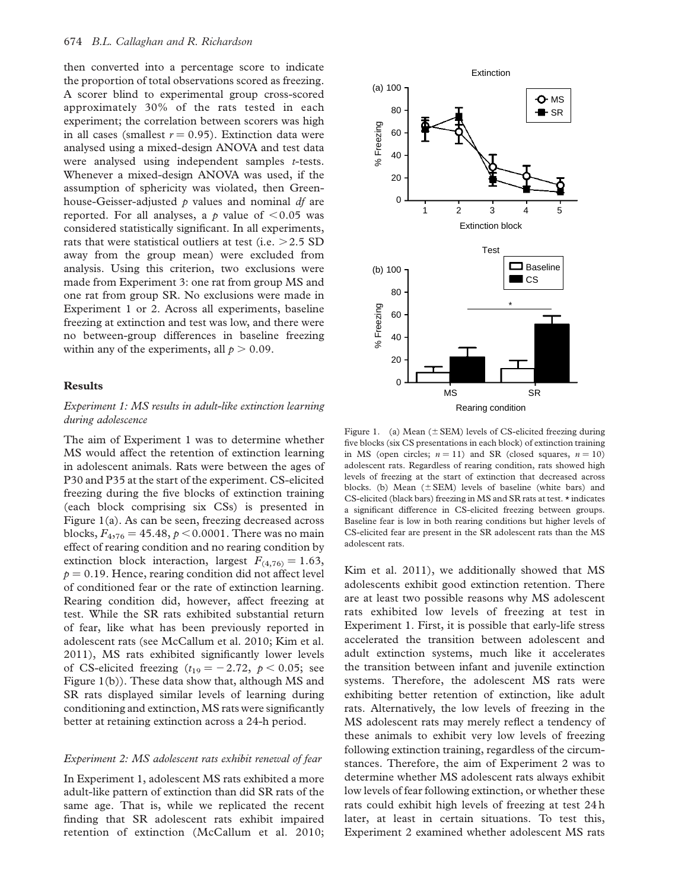then converted into a percentage score to indicate the proportion of total observations scored as freezing. A scorer blind to experimental group cross-scored approximately 30% of the rats tested in each experiment; the correlation between scorers was high in all cases (smallest $r = 0.95$). Extinction data were analysed using a mixed-design ANOVA and test data were analysed using independent samples *t*-tests. Whenever a mixed-design ANOVA was used, if the assumption of sphericity was violated, then Greenhouse-Geisser-adjusted $p$ values and nominal *df* are reported. For all analyses, a $p$ value of $<0.05$ was considered statistically significant. In all experiments, rats that were statistical outliers at test (i.e. $>2.5$ SD away from the group mean) were excluded from analysis. Using this criterion, two exclusions were made from Experiment 3: one rat from group MS and one rat from group SR. No exclusions were made in Experiment 1 or 2. Across all experiments, baseline freezing at extinction and test was low, and there were no between-group differences in baseline freezing within any of the experiments, all $p > 0.09$.

## Results

### *Experiment 1: MS results in adult-like extinction learning during adolescence*

The aim of Experiment 1 was to determine whether MS would affect the retention of extinction learning in adolescent animals. Rats were between the ages of P30 and P35 at the start of the experiment. CS-elicited freezing during the five blocks of extinction training (each block comprising six CSs) is presented in Figure 1(a). As can be seen, freezing decreased across blocks, $F_{4,76} = 45.48$, $p < 0.0001$. There was no main effect of rearing condition and no rearing condition by extinction block interaction, largest $F_{(4,76)} = 1.63$, $p = 0.19$. Hence, rearing condition did not affect level of conditioned fear or the rate of extinction learning. Rearing condition did, however, affect freezing at test. While the SR rats exhibited substantial return of fear, like what has been previously reported in adolescent rats (see McCallum et al. 2010; Kim et al. 2011), MS rats exhibited significantly lower levels of CS-elicited freezing ($t_{19} = -2.72$, $p < 0.05$; see Figure 1(b)). These data show that, although MS and SR rats displayed similar levels of learning during conditioning and extinction, MS rats were significantly better at retaining extinction across a 24-h period.

Figure 1. (a) Mean (± SEM) levels of CS-elicited freezing during five blocks (six CS presentations in each block) of extinction training in MS (open circles; $n = 11$) and SR (closed squares, $n = 10$) adolescent rats. Regardless of rearing condition, rats showed high levels of freezing at the start of extinction that decreased across blocks. (b) Mean (± SEM) levels of baseline (white bars) and CS-elicited (black bars) freezing in MS and SR rats at test. * indicates a significant difference in CS-elicited freezing between groups. Baseline fear is low in both rearing conditions but higher levels of CS-elicited fear are present in the SR adolescent rats than the MS adolescent rats.

### *Experiment 2: MS adolescent rats exhibit renewal of fear*

In Experiment 1, adolescent MS rats exhibited a more adult-like pattern of extinction than did SR rats of the same age. That is, while we replicated the recent finding that SR adolescent rats exhibit impaired retention of extinction (McCallum et al. 2010; Kim et al. 2011), we additionally showed that MS adolescents exhibit good extinction retention. There are at least two possible reasons why MS adolescent rats exhibited low levels of freezing at test in Experiment 1. First, it is possible that early-life stress accelerated the transition between adolescent and adult extinction systems, much like it accelerates the transition between infant and juvenile extinction systems. Therefore, the adolescent MS rats were exhibiting better retention of extinction, like adult rats. Alternatively, the low levels of freezing in the MS adolescent rats may merely reflect a tendency of these animals to exhibit very low levels of freezing following extinction training, regardless of the circumstances. Therefore, the aim of Experiment 2 was to determine whether MS adolescent rats always exhibit low levels of fear following extinction, or whether these rats could exhibit high levels of freezing at test 24 h later, at least in certain situations. To test this, Experiment 2 examined whether adolescent MS rats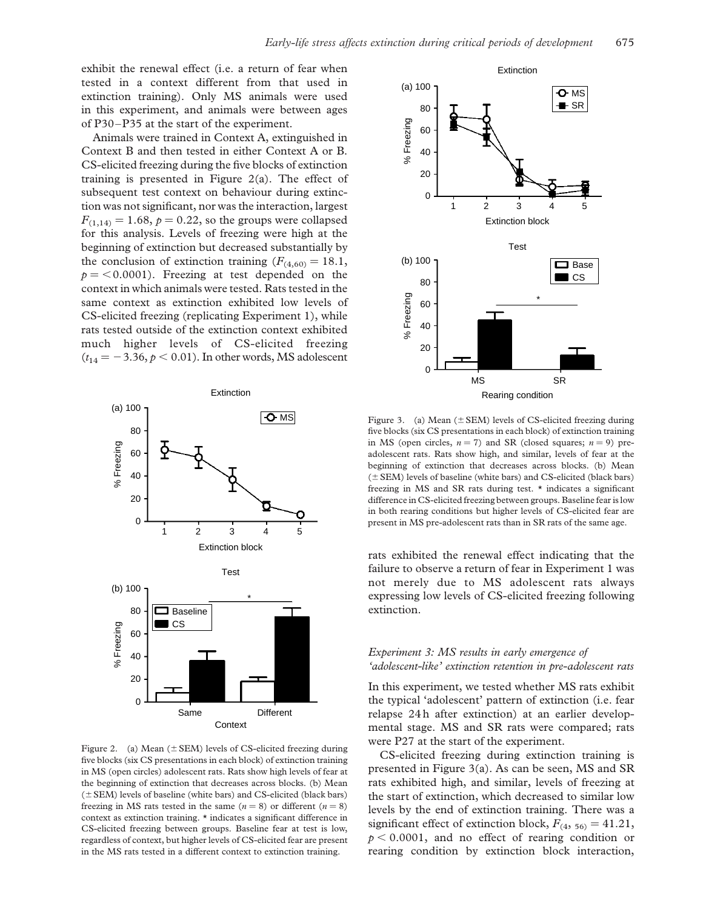exhibit the renewal effect (i.e. a return of fear when tested in a context different from that used in extinction training). Only MS animals were used in this experiment, and animals were between ages of P30–P35 at the start of the experiment.

Animals were trained in Context A, extinguished in Context B and then tested in either Context A or B. CS-elicited freezing during the five blocks of extinction training is presented in Figure 2(a). The effect of subsequent test context on behaviour during extinction was not significant, nor was the interaction, largest $F_{(1,14)} = 1.68$, $p = 0.22$, so the groups were collapsed for this analysis. Levels of freezing were high at the beginning of extinction but decreased substantially by the conclusion of extinction training ($F_{(4,60)} = 18.1$, $p = < 0.0001$). Freezing at test depended on the context in which animals were tested. Rats tested in the same context as extinction exhibited low levels of CS-elicited freezing (replicating Experiment 1), while rats tested outside of the extinction context exhibited much higher levels of CS-elicited freezing ($t_{14} = -3.36$, $p < 0.01$). In other words, MS adolescent rats exhibited the renewal effect indicating that the failure to observe a return of fear in Experiment 1 was not merely due to MS adolescent rats always expressing low levels of CS-elicited freezing following extinction.

Figure 2. (a) Mean (± SEM) levels of CS-elicited freezing during five blocks (six CS presentations in each block) of extinction training in MS (open circles) adolescent rats. Rats show high levels of fear at the beginning of extinction that decreases across blocks. (b) Mean (± SEM) levels of baseline (white bars) and CS-elicited (black bars) freezing in MS rats tested in the same ($n = 8$) or different ($n = 8$) context as extinction training. * indicates a significant difference in CS-elicited freezing between groups. Baseline fear at test is low, regardless of context, but higher levels of CS-elicited fear are present in the MS rats tested in a different context to extinction training.

Figure 3. (a) Mean (± SEM) levels of CS-elicited freezing during five blocks (six CS presentations in each block) of extinction training in MS (open circles, $n = 7$) and SR (closed squares; $n = 9$) pre-adolescent rats. Rats show high, and similar, levels of fear at the beginning of extinction that decreases across blocks. (b) Mean (± SEM) levels of baseline (white bars) and CS-elicited (black bars) freezing in MS and SR rats during test. * indicates a significant difference in CS-elicited freezing between groups. Baseline fear is low in both rearing conditions but higher levels of CS-elicited fear are present in MS pre-adolescent rats than in SR rats of the same age.

### *Experiment 3: MS results in early emergence of 'adolescent-like' extinction retention in pre-adolescent rats*

In this experiment, we tested whether MS rats exhibit the typical 'adolescent' pattern of extinction (i.e. fear relapse 24 h after extinction) at an earlier developmental stage. MS and SR rats were compared; rats were P27 at the start of the experiment.

CS-elicited freezing during extinction training is presented in Figure 3(a). As can be seen, MS and SR rats exhibited high, and similar, levels of freezing at the start of extinction, which decreased to similar low levels by the end of extinction training. There was a significant effect of extinction block, $F_{(4,\ 56)} = 41.21$, $p < 0.0001$, and no effect of rearing condition or rearing condition by extinction block interaction,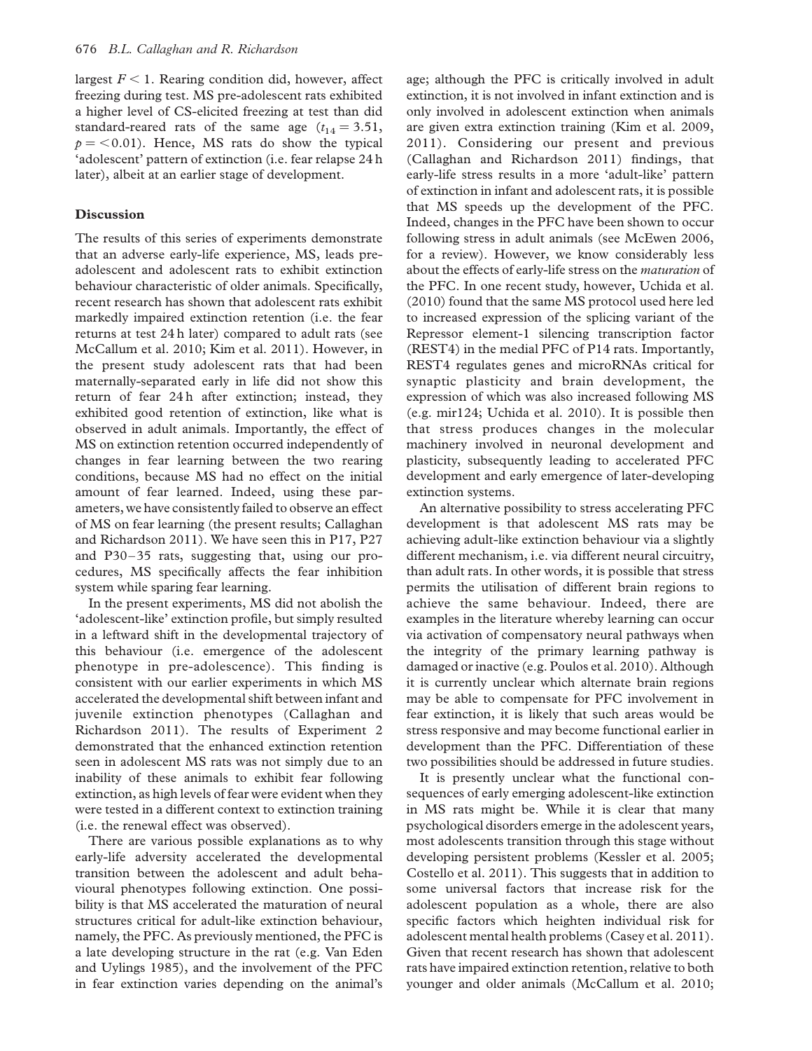largest $F < 1$. Rearing condition did, however, affect freezing during test. MS pre-adolescent rats exhibited a higher level of CS-elicited freezing at test than did standard-reared rats of the same age ($t_{14} = 3.51$, $p = < 0.01$). Hence, MS rats do show the typical 'adolescent' pattern of extinction (i.e. fear relapse 24 h later), albeit at an earlier stage of development.

## Discussion

The results of this series of experiments demonstrate that an adverse early-life experience, MS, leads pre-adolescent and adolescent rats to exhibit extinction behaviour characteristic of older animals. Specifically, recent research has shown that adolescent rats exhibit markedly impaired extinction retention (i.e. the fear returns at test 24 h later) compared to adult rats (see McCallum et al. 2010; Kim et al. 2011). However, in the present study adolescent rats that had been maternally-separated early in life did not show this return of fear 24 h after extinction; instead, they exhibited good retention of extinction, like what is observed in adult animals. Importantly, the effect of MS on extinction retention occurred independently of changes in fear learning between the two rearing conditions, because MS had no effect on the initial amount of fear learned. Indeed, using these parameters, we have consistently failed to observe an effect of MS on fear learning (the present results; Callaghan and Richardson 2011). We have seen this in P17, P27 and P30–35 rats, suggesting that, using our procedures, MS specifically affects the fear inhibition system while sparing fear learning.

In the present experiments, MS did not abolish the 'adolescent-like' extinction profile, but simply resulted in a leftward shift in the developmental trajectory of this behaviour (i.e. emergence of the adolescent phenotype in pre-adolescence). This finding is consistent with our earlier experiments in which MS accelerated the developmental shift between infant and juvenile extinction phenotypes (Callaghan and Richardson 2011). The results of Experiment 2 demonstrated that the enhanced extinction retention seen in adolescent MS rats was not simply due to an inability of these animals to exhibit fear following extinction, as high levels of fear were evident when they were tested in a different context to extinction training (i.e. the renewal effect was observed).

There are various possible explanations as to why early-life adversity accelerated the developmental transition between the adolescent and adult behavioural phenotypes following extinction. One possibility is that MS accelerated the maturation of neural structures critical for adult-like extinction behaviour, namely, the PFC. As previously mentioned, the PFC is a late developing structure in the rat (e.g. Van Eden and Uylings 1985), and the involvement of the PFC in fear extinction varies depending on the animal's age; although the PFC is critically involved in adult extinction, it is not involved in infant extinction and is only involved in adolescent extinction when animals are given extra extinction training (Kim et al. 2009, 2011). Considering our present and previous (Callaghan and Richardson 2011) findings, that early-life stress results in a more 'adult-like' pattern of extinction in infant and adolescent rats, it is possible that MS speeds up the development of the PFC. Indeed, changes in the PFC have been shown to occur following stress in adult animals (see McEwen 2006, for a review). However, we know considerably less about the effects of early-life stress on the *maturation* of the PFC. In one recent study, however, Uchida et al. (2010) found that the same MS protocol used here led to increased expression of the splicing variant of the Repressor element-1 silencing transcription factor (REST4) in the medial PFC of P14 rats. Importantly, REST4 regulates genes and microRNAs critical for synaptic plasticity and brain development, the expression of which was also increased following MS (e.g. mir124; Uchida et al. 2010). It is possible then that stress produces changes in the molecular machinery involved in neuronal development and plasticity, subsequently leading to accelerated PFC development and early emergence of later-developing extinction systems.

An alternative possibility to stress accelerating PFC development is that adolescent MS rats may be achieving adult-like extinction behaviour via a slightly different mechanism, i.e. via different neural circuitry, than adult rats. In other words, it is possible that stress permits the utilisation of different brain regions to achieve the same behaviour. Indeed, there are examples in the literature whereby learning can occur via activation of compensatory neural pathways when the integrity of the primary learning pathway is damaged or inactive (e.g. Poulos et al. 2010). Although it is currently unclear which alternate brain regions may be able to compensate for PFC involvement in fear extinction, it is likely that such areas would be stress responsive and may become functional earlier in development than the PFC. Differentiation of these two possibilities should be addressed in future studies.

It is presently unclear what the functional consequences of early emerging adolescent-like extinction in MS rats might be. While it is clear that many psychological disorders emerge in the adolescent years, most adolescents transition through this stage without developing persistent problems (Kessler et al. 2005; Costello et al. 2011). This suggests that in addition to some universal factors that increase risk for the adolescent population as a whole, there are also specific factors which heighten individual risk for adolescent mental health problems (Casey et al. 2011). Given that recent research has shown that adolescent rats have impaired extinction retention, relative to both younger and older animals (McCallum et al. 2010;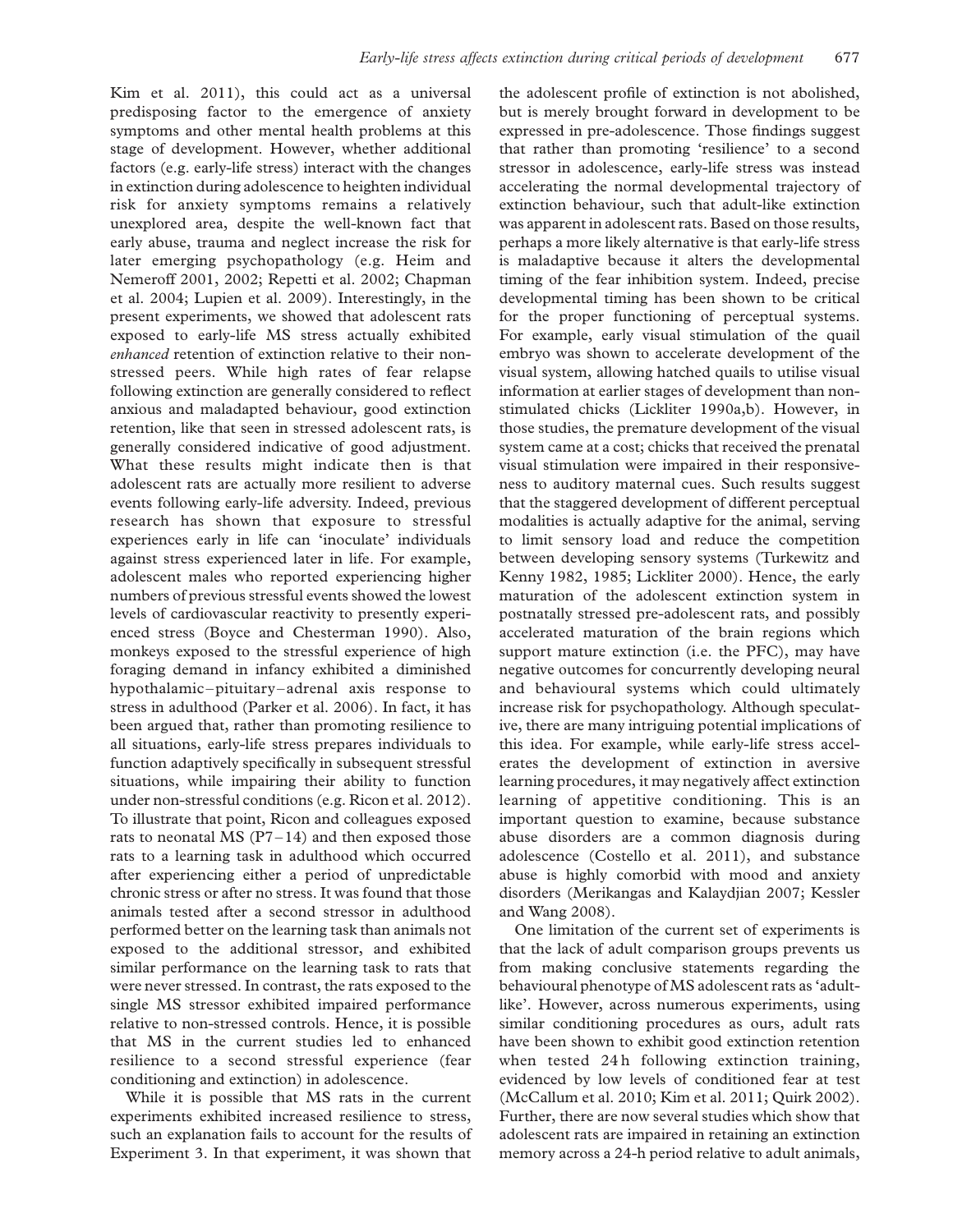Kim et al. 2011), this could act as a universal predisposing factor to the emergence of anxiety symptoms and other mental health problems at this stage of development. However, whether additional factors (e.g. early-life stress) interact with the changes in extinction during adolescence to heighten individual risk for anxiety symptoms remains a relatively unexplored area, despite the well-known fact that early abuse, trauma and neglect increase the risk for later emerging psychopathology (e.g. Heim and Nemeroff 2001, 2002; Repetti et al. 2002; Chapman et al. 2004; Lupien et al. 2009). Interestingly, in the present experiments, we showed that adolescent rats exposed to early-life MS stress actually exhibited *enhanced* retention of extinction relative to their non-stressed peers. While high rates of fear relapse following extinction are generally considered to reflect anxious and maladapted behaviour, good extinction retention, like that seen in stressed adolescent rats, is generally considered indicative of good adjustment. What these results might indicate then is that adolescent rats are actually more resilient to adverse events following early-life adversity. Indeed, previous research has shown that exposure to stressful experiences early in life can 'inoculate' individuals against stress experienced later in life. For example, adolescent males who reported experiencing higher numbers of previous stressful events showed the lowest levels of cardiovascular reactivity to presently experienced stress (Boyce and Chesterman 1990). Also, monkeys exposed to the stressful experience of high foraging demand in infancy exhibited a diminished hypothalamic–pituitary–adrenal axis response to stress in adulthood (Parker et al. 2006). In fact, it has been argued that, rather than promoting resilience to all situations, early-life stress prepares individuals to function adaptively specifically in subsequent stressful situations, while impairing their ability to function under non-stressful conditions (e.g. Ricon et al. 2012). To illustrate that point, Ricon and colleagues exposed rats to neonatal MS (P7–14) and then exposed those rats to a learning task in adulthood which occurred after experiencing either a period of unpredictable chronic stress or after no stress. It was found that those animals tested after a second stressor in adulthood performed better on the learning task than animals not exposed to the additional stressor, and exhibited similar performance on the learning task to rats that were never stressed. In contrast, the rats exposed to the single MS stressor exhibited impaired performance relative to non-stressed controls. Hence, it is possible that MS in the current studies led to enhanced resilience to a second stressful experience (fear conditioning and extinction) in adolescence.

While it is possible that MS rats in the current experiments exhibited increased resilience to stress, such an explanation fails to account for the results of Experiment 3. In that experiment, it was shown that the adolescent profile of extinction is not abolished, but is merely brought forward in development to be expressed in pre-adolescence. Those findings suggest that rather than promoting 'resilience' to a second stressor in adolescence, early-life stress was instead accelerating the normal developmental trajectory of extinction behaviour, such that adult-like extinction was apparent in adolescent rats. Based on those results, perhaps a more likely alternative is that early-life stress is maladaptive because it alters the developmental timing of the fear inhibition system. Indeed, precise developmental timing has been shown to be critical for the proper functioning of perceptual systems. For example, early visual stimulation of the quail embryo was shown to accelerate development of the visual system, allowing hatched quails to utilise visual information at earlier stages of development than non-stimulated chicks (Lickliter 1990a,b). However, in those studies, the premature development of the visual system came at a cost; chicks that received the prenatal visual stimulation were impaired in their responsiveness to auditory maternal cues. Such results suggest that the staggered development of different perceptual modalities is actually adaptive for the animal, serving to limit sensory load and reduce the competition between developing sensory systems (Turkewitz and Kenny 1982, 1985; Lickliter 2000). Hence, the early maturation of the adolescent extinction system in postnatally stressed pre-adolescent rats, and possibly accelerated maturation of the brain regions which support mature extinction (i.e. the PFC), may have negative outcomes for concurrently developing neural and behavioural systems which could ultimately increase risk for psychopathology. Although speculative, there are many intriguing potential implications of this idea. For example, while early-life stress accelerates the development of extinction in aversive learning procedures, it may negatively affect extinction learning of appetitive conditioning. This is an important question to examine, because substance abuse disorders are a common diagnosis during adolescence (Costello et al. 2011), and substance abuse is highly comorbid with mood and anxiety disorders (Merikangas and Kalaydjian 2007; Kessler and Wang 2008).

One limitation of the current set of experiments is that the lack of adult comparison groups prevents us from making conclusive statements regarding the behavioural phenotype of MS adolescent rats as 'adult-like'. However, across numerous experiments, using similar conditioning procedures as ours, adult rats have been shown to exhibit good extinction retention when tested 24 h following extinction training, evidenced by low levels of conditioned fear at test (McCallum et al. 2010; Kim et al. 2011; Quirk 2002). Further, there are now several studies which show that adolescent rats are impaired in retaining an extinction memory across a 24-h period relative to adult animals,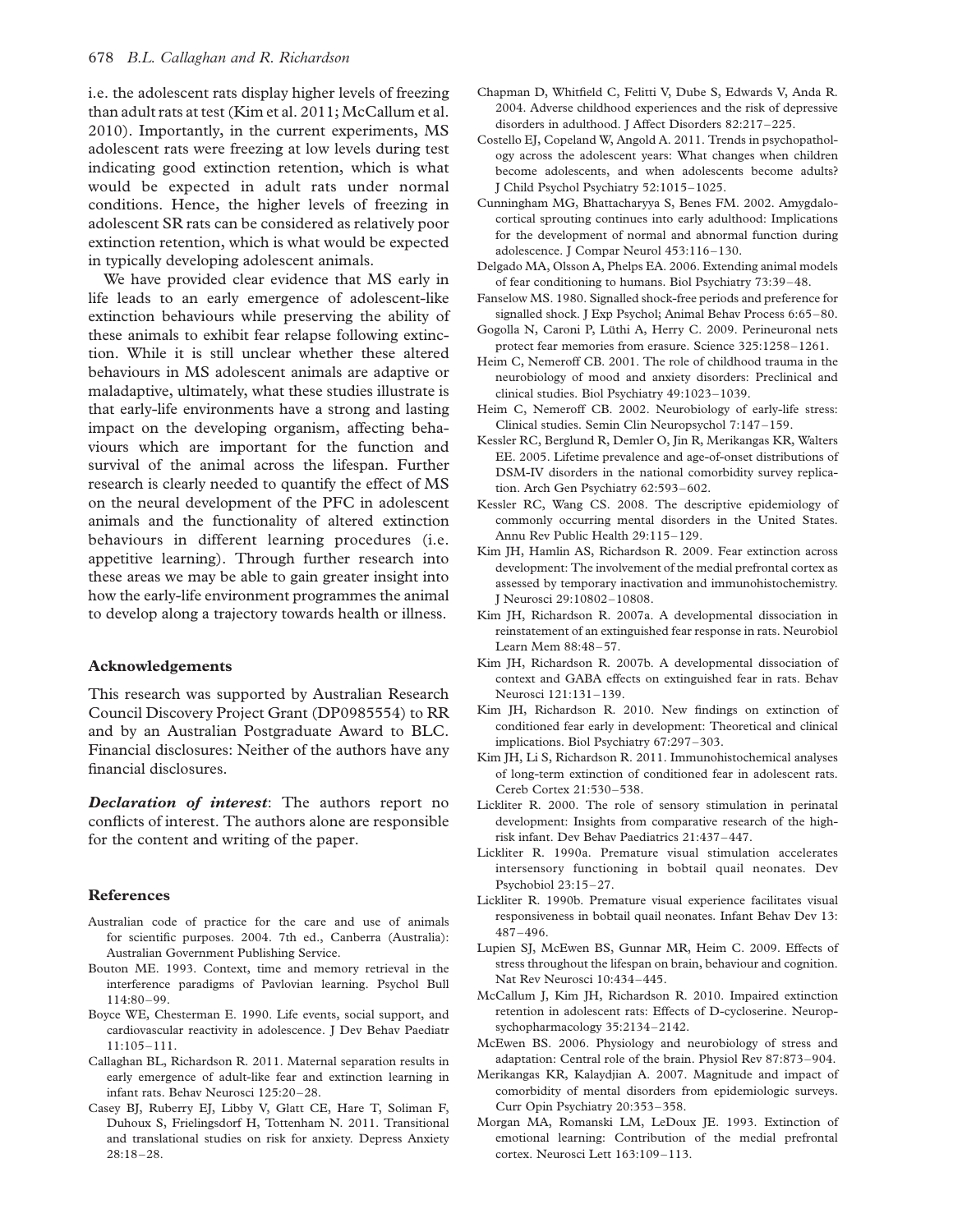i.e. the adolescent rats display higher levels of freezing than adult rats at test (Kim et al. 2011; McCallum et al. 2010). Importantly, in the current experiments, MS adolescent rats were freezing at low levels during test indicating good extinction retention, which is what would be expected in adult rats under normal conditions. Hence, the higher levels of freezing in adolescent SR rats can be considered as relatively poor extinction retention, which is what would be expected in typically developing adolescent animals.

We have provided clear evidence that MS early in life leads to an early emergence of adolescent-like extinction behaviours while preserving the ability of these animals to exhibit fear relapse following extinction. While it is still unclear whether these altered behaviours in MS adolescent animals are adaptive or maladaptive, ultimately, what these studies illustrate is that early-life environments have a strong and lasting impact on the developing organism, affecting behaviours which are important for the function and survival of the animal across the lifespan. Further research is clearly needed to quantify the effect of MS on the neural development of the PFC in adolescent animals and the functionality of altered extinction behaviours in different learning procedures (i.e. appetitive learning). Through further research into these areas we may be able to gain greater insight into how the early-life environment programmes the animal to develop along a trajectory towards health or illness.

## Acknowledgements

This research was supported by Australian Research Council Discovery Project Grant (DP0985554) to RR and by an Australian Postgraduate Award to BLC. Financial disclosures: Neither of the authors have any financial disclosures.

***Declaration of interest***: The authors report no conflicts of interest. The authors alone are responsible for the content and writing of the paper.

## References

Australian code of practice for the care and use of animals for scientific purposes. 2004. 7th ed., Canberra (Australia): Australian Government Publishing Service.

Bouton ME. 1993. Context, time and memory retrieval in the interference paradigms of Pavlovian learning. Psychol Bull 114:80–99.

Boyce WE, Chesterman E. 1990. Life events, social support, and cardiovascular reactivity in adolescence. J Dev Behav Paediatr 11:105–111.

Callaghan BL, Richardson R. 2011. Maternal separation results in early emergence of adult-like fear and extinction learning in infant rats. Behav Neurosci 125:20–28.

Casey BJ, Ruberry EJ, Libby V, Glatt CE, Hare T, Soliman F, Duhoux S, Frielingsdorf H, Tottenham N. 2011. Transitional and translational studies on risk for anxiety. Depress Anxiety 28:18–28.

Chapman D, Whitfield C, Felitti V, Dube S, Edwards V, Anda R. 2004. Adverse childhood experiences and the risk of depressive disorders in adulthood. J Affect Disorders 82:217–225.

Costello EJ, Copeland W, Angold A. 2011. Trends in psychopathology across the adolescent years: What changes when children become adolescents, and when adolescents become adults? J Child Psychol Psychiatry 52:1015–1025.

Cunningham MG, Bhattacharyya S, Benes FM. 2002. Amygdalo-cortical sprouting continues into early adulthood: Implications for the development of normal and abnormal function during adolescence. J Compar Neurol 453:116–130.

Delgado MA, Olsson A, Phelps EA. 2006. Extending animal models of fear conditioning to humans. Biol Psychiatry 73:39–48.

Fanselow MS. 1980. Signalled shock-free periods and preference for signalled shock. J Exp Psychol; Animal Behav Process 6:65–80.

Gogolla N, Caroni P, Lüthi A, Herry C. 2009. Perineuronal nets protect fear memories from erasure. Science 325:1258–1261.

Heim C, Nemeroff CB. 2001. The role of childhood trauma in the neurobiology of mood and anxiety disorders: Preclinical and clinical studies. Biol Psychiatry 49:1023–1039.

Heim C, Nemeroff CB. 2002. Neurobiology of early-life stress: Clinical studies. Semin Clin Neuropsychol 7:147–159.

Kessler RC, Berglund R, Demler O, Jin R, Merikangas KR, Walters EE. 2005. Lifetime prevalence and age-of-onset distributions of DSM-IV disorders in the national comorbidity survey replication. Arch Gen Psychiatry 62:593–602.

Kessler RC, Wang CS. 2008. The descriptive epidemiology of commonly occurring mental disorders in the United States. Annu Rev Public Health 29:115–129.

Kim JH, Hamlin AS, Richardson R. 2009. Fear extinction across development: The involvement of the medial prefrontal cortex as assessed by temporary inactivation and immunohistochemistry. J Neurosci 29:10802–10808.

Kim JH, Richardson R. 2007a. A developmental dissociation in reinstatement of an extinguished fear response in rats. Neurobiol Learn Mem 88:48–57.

Kim JH, Richardson R. 2007b. A developmental dissociation of context and GABA effects on extinguished fear in rats. Behav Neurosci 121:131–139.

Kim JH, Richardson R. 2010. New findings on extinction of conditioned fear early in development: Theoretical and clinical implications. Biol Psychiatry 67:297–303.

Kim JH, Li S, Richardson R. 2011. Immunohistochemical analyses of long-term extinction of conditioned fear in adolescent rats. Cereb Cortex 21:530–538.

Lickliter R. 2000. The role of sensory stimulation in perinatal development: Insights from comparative research of the high-risk infant. Dev Behav Paediatrics 21:437–447.

Lickliter R. 1990a. Premature visual stimulation accelerates intersensory functioning in bobtail quail neonates. Dev Psychobiol 23:15–27.

Lickliter R. 1990b. Premature visual experience facilitates visual responsiveness in bobtail quail neonates. Infant Behav Dev 13: 487–496.

Lupien SJ, McEwen BS, Gunnar MR, Heim C. 2009. Effects of stress throughout the lifespan on brain, behaviour and cognition. Nat Rev Neurosci 10:434–445.

McCallum J, Kim JH, Richardson R. 2010. Impaired extinction retention in adolescent rats: Effects of D-cycloserine. Neuropsychopharmacology 35:2134–2142.

McEwen BS. 2006. Physiology and neurobiology of stress and adaptation: Central role of the brain. Physiol Rev 87:873–904.

Merikangas KR, Kalaydjian A. 2007. Magnitude and impact of comorbidity of mental disorders from epidemiologic surveys. Curr Opin Psychiatry 20:353–358.

Morgan MA, Romanski LM, LeDoux JE. 1993. Extinction of emotional learning: Contribution of the medial prefrontal cortex. Neurosci Lett 163:109–113.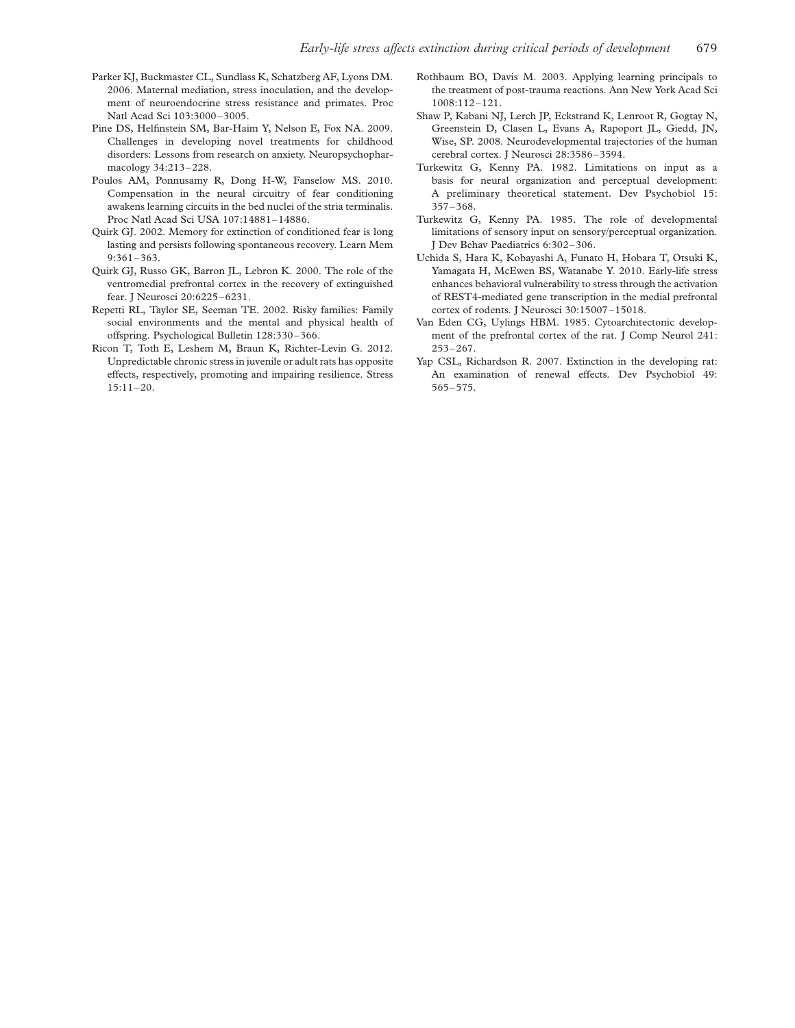Parker KJ, Buckmaster CL, Sundlass K, Schatzberg AF, Lyons DM. 2006. Maternal mediation, stress inoculation, and the development of neuroendocrine stress resistance and primates. Proc Natl Acad Sci 103:3000–3005.

Pine DS, Helfinstein SM, Bar-Haim Y, Nelson E, Fox NA. 2009. Challenges in developing novel treatments for childhood disorders: Lessons from research on anxiety. Neuropsychopharmacology 34:213–228.

Poulos AM, Ponnusamy R, Dong H-W, Fanselow MS. 2010. Compensation in the neural circuitry of fear conditioning awakens learning circuits in the bed nuclei of the stria terminalis. Proc Natl Acad Sci USA 107:14881–14886.

Quirk GJ. 2002. Memory for extinction of conditioned fear is long lasting and persists following spontaneous recovery. Learn Mem 9:361–363.

Quirk GJ, Russo GK, Barron JL, Lebron K. 2000. The role of the ventromedial prefrontal cortex in the recovery of extinguished fear. J Neurosci 20:6225–6231.

Repetti RL, Taylor SE, Seeman TE. 2002. Risky families: Family social environments and the mental and physical health of offspring. Psychological Bulletin 128:330–366.

Ricon T, Toth E, Leshem M, Braun K, Richter-Levin G. 2012. Unpredictable chronic stress in juvenile or adult rats has opposite effects, respectively, promoting and impairing resilience. Stress 15:11–20.

Rothbaum BO, Davis M. 2003. Applying learning principals to the treatment of post-trauma reactions. Ann New York Acad Sci 1008:112–121.

Shaw P, Kabani NJ, Lerch JP, Eckstrand K, Lenroot R, Gogtay N, Greenstein D, Clasen L, Evans A, Rapoport JL, Giedd, JN, Wise, SP. 2008. Neurodevelopmental trajectories of the human cerebral cortex. J Neurosci 28:3586–3594.

Turkewitz G, Kenny PA. 1982. Limitations on input as a basis for neural organization and perceptual development: A preliminary theoretical statement. Dev Psychobiol 15: 357–368.

Turkewitz G, Kenny PA. 1985. The role of developmental limitations of sensory input on sensory/perceptual organization. J Dev Behav Paediatrics 6:302–306.

Uchida S, Hara K, Kobayashi A, Funato H, Hobara T, Otsuki K, Yamagata H, McEwen BS, Watanabe Y. 2010. Early-life stress enhances behavioral vulnerability to stress through the activation of REST4-mediated gene transcription in the medial prefrontal cortex of rodents. J Neurosci 30:15007–15018.

Van Eden CG, Uylings HBM. 1985. Cytoarchitectonic development of the prefrontal cortex of the rat. J Comp Neurol 241: 253–267.

Yap CSL, Richardson R. 2007. Extinction in the developing rat: An examination of renewal effects. Dev Psychobiol 49: 565–575.